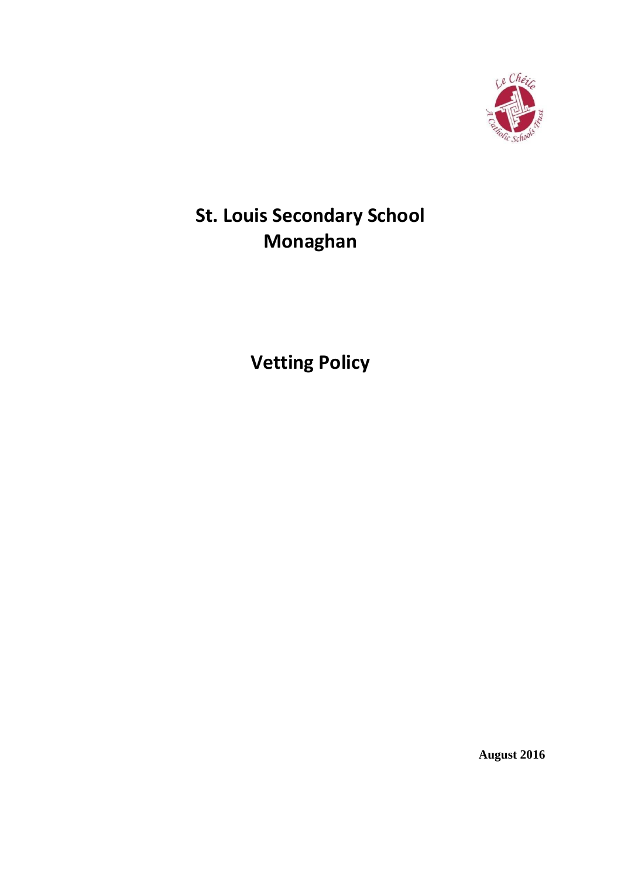# St. Louis Secondary School Monaghan

# Vetting Policy

**August 2016**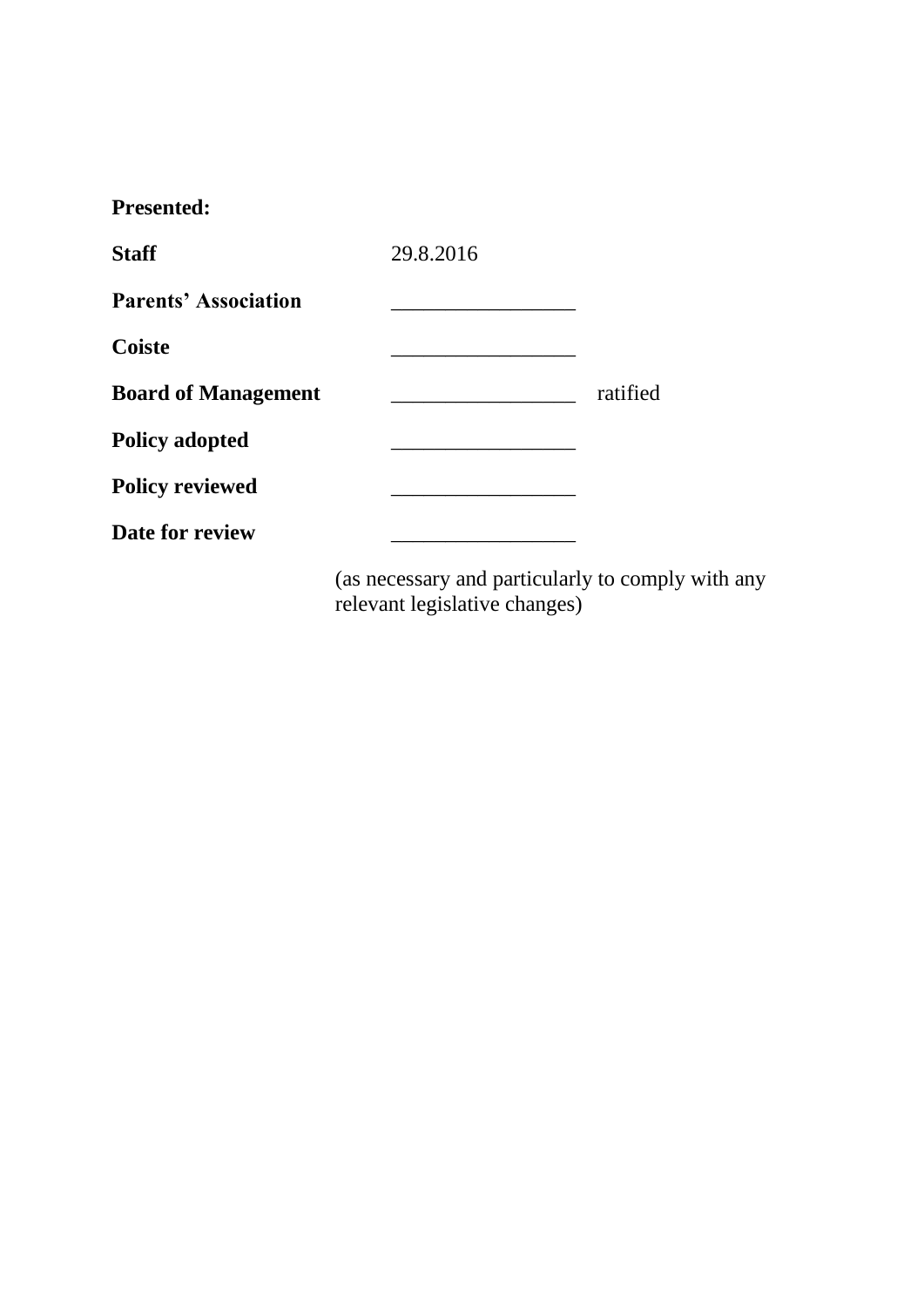**Presented:**

| | | |
|---|---|---|
| **Staff** | 29.8.2016 | |
| **Parents' Association** | _________________ | |
| **Coiste** | _________________ | |
| **Board of Management** | _________________ | ratified |
| **Policy adopted** | _________________ | |
| **Policy reviewed** | _________________ | |
| **Date for review** | _________________ | |

(as necessary and particularly to comply with any relevant legislative changes)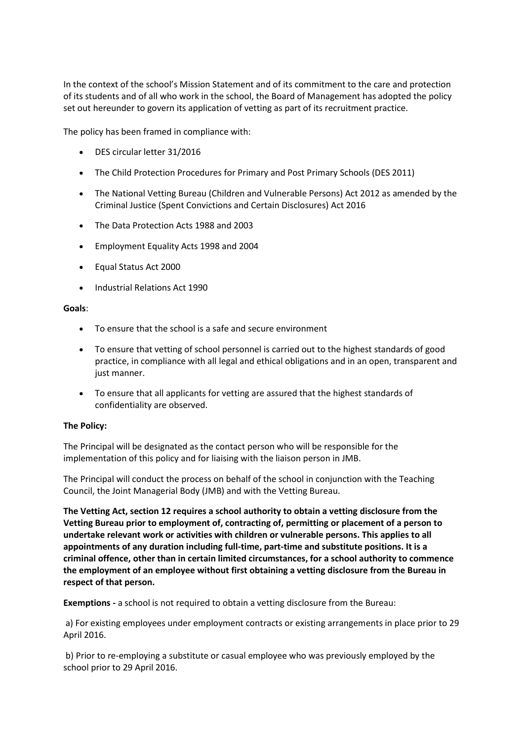In the context of the school's Mission Statement and of its commitment to the care and protection of its students and of all who work in the school, the Board of Management has adopted the policy set out hereunder to govern its application of vetting as part of its recruitment practice.

The policy has been framed in compliance with:

- DES circular letter 31/2016
- The Child Protection Procedures for Primary and Post Primary Schools (DES 2011)
- The National Vetting Bureau (Children and Vulnerable Persons) Act 2012 as amended by the Criminal Justice (Spent Convictions and Certain Disclosures) Act 2016
- The Data Protection Acts 1988 and 2003
- Employment Equality Acts 1998 and 2004
- Equal Status Act 2000
- Industrial Relations Act 1990

**Goals**:

- To ensure that the school is a safe and secure environment
- To ensure that vetting of school personnel is carried out to the highest standards of good practice, in compliance with all legal and ethical obligations and in an open, transparent and just manner.
- To ensure that all applicants for vetting are assured that the highest standards of confidentiality are observed.

**The Policy:**

The Principal will be designated as the contact person who will be responsible for the implementation of this policy and for liaising with the liaison person in JMB.

The Principal will conduct the process on behalf of the school in conjunction with the Teaching Council, the Joint Managerial Body (JMB) and with the Vetting Bureau.

**The Vetting Act, section 12 requires a school authority to obtain a vetting disclosure from the Vetting Bureau prior to employment of, contracting of, permitting or placement of a person to undertake relevant work or activities with children or vulnerable persons. This applies to all appointments of any duration including full-time, part-time and substitute positions. It is a criminal offence, other than in certain limited circumstances, for a school authority to commence the employment of an employee without first obtaining a vetting disclosure from the Bureau in respect of that person.**

**Exemptions -** a school is not required to obtain a vetting disclosure from the Bureau:

a) For existing employees under employment contracts or existing arrangements in place prior to 29 April 2016.

b) Prior to re-employing a substitute or casual employee who was previously employed by the school prior to 29 April 2016.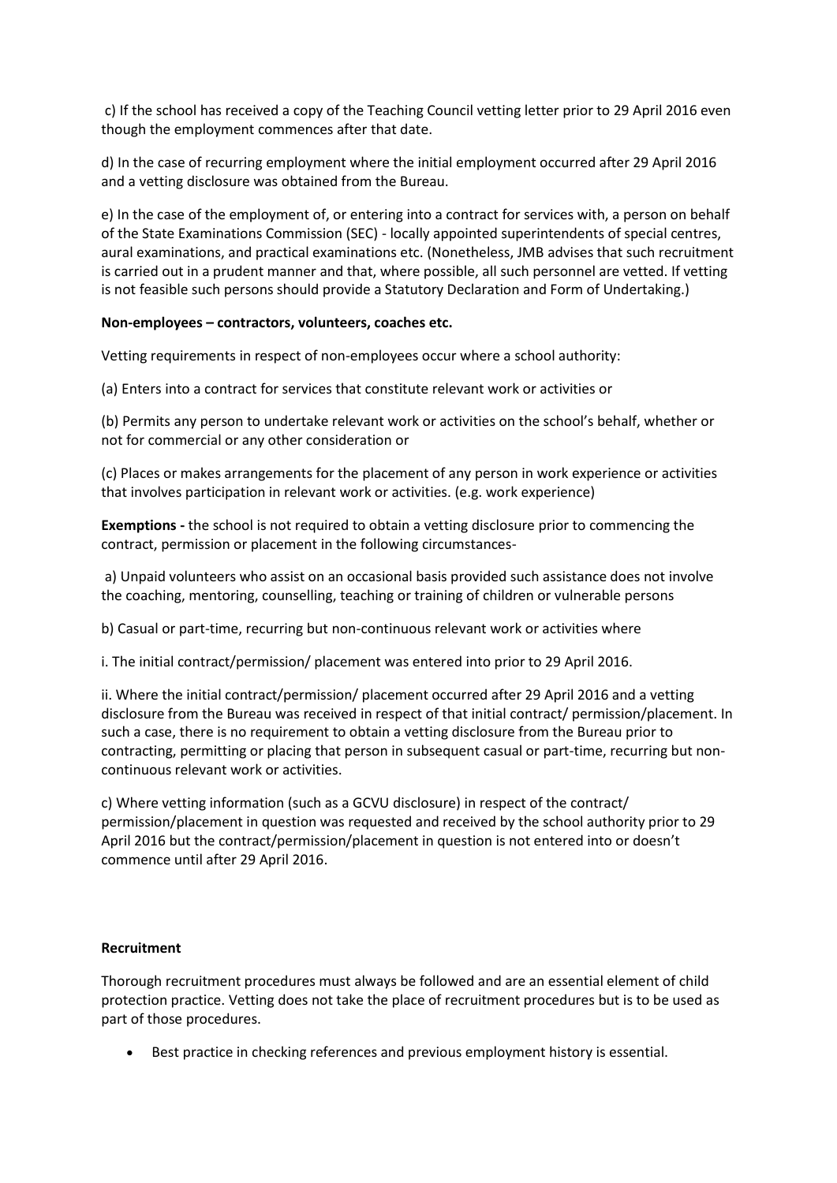c) If the school has received a copy of the Teaching Council vetting letter prior to 29 April 2016 even though the employment commences after that date.

d) In the case of recurring employment where the initial employment occurred after 29 April 2016 and a vetting disclosure was obtained from the Bureau.

e) In the case of the employment of, or entering into a contract for services with, a person on behalf of the State Examinations Commission (SEC) - locally appointed superintendents of special centres, aural examinations, and practical examinations etc. (Nonetheless, JMB advises that such recruitment is carried out in a prudent manner and that, where possible, all such personnel are vetted. If vetting is not feasible such persons should provide a Statutory Declaration and Form of Undertaking.)

**Non-employees – contractors, volunteers, coaches etc.**

Vetting requirements in respect of non-employees occur where a school authority:

(a) Enters into a contract for services that constitute relevant work or activities or

(b) Permits any person to undertake relevant work or activities on the school's behalf, whether or not for commercial or any other consideration or

(c) Places or makes arrangements for the placement of any person in work experience or activities that involves participation in relevant work or activities. (e.g. work experience)

**Exemptions -** the school is not required to obtain a vetting disclosure prior to commencing the contract, permission or placement in the following circumstances-

a) Unpaid volunteers who assist on an occasional basis provided such assistance does not involve the coaching, mentoring, counselling, teaching or training of children or vulnerable persons

b) Casual or part-time, recurring but non-continuous relevant work or activities where

i. The initial contract/permission/ placement was entered into prior to 29 April 2016.

ii. Where the initial contract/permission/ placement occurred after 29 April 2016 and a vetting disclosure from the Bureau was received in respect of that initial contract/ permission/placement. In such a case, there is no requirement to obtain a vetting disclosure from the Bureau prior to contracting, permitting or placing that person in subsequent casual or part-time, recurring but non-continuous relevant work or activities.

c) Where vetting information (such as a GCVU disclosure) in respect of the contract/ permission/placement in question was requested and received by the school authority prior to 29 April 2016 but the contract/permission/placement in question is not entered into or doesn't commence until after 29 April 2016.

**Recruitment**

Thorough recruitment procedures must always be followed and are an essential element of child protection practice. Vetting does not take the place of recruitment procedures but is to be used as part of those procedures.

- Best practice in checking references and previous employment history is essential.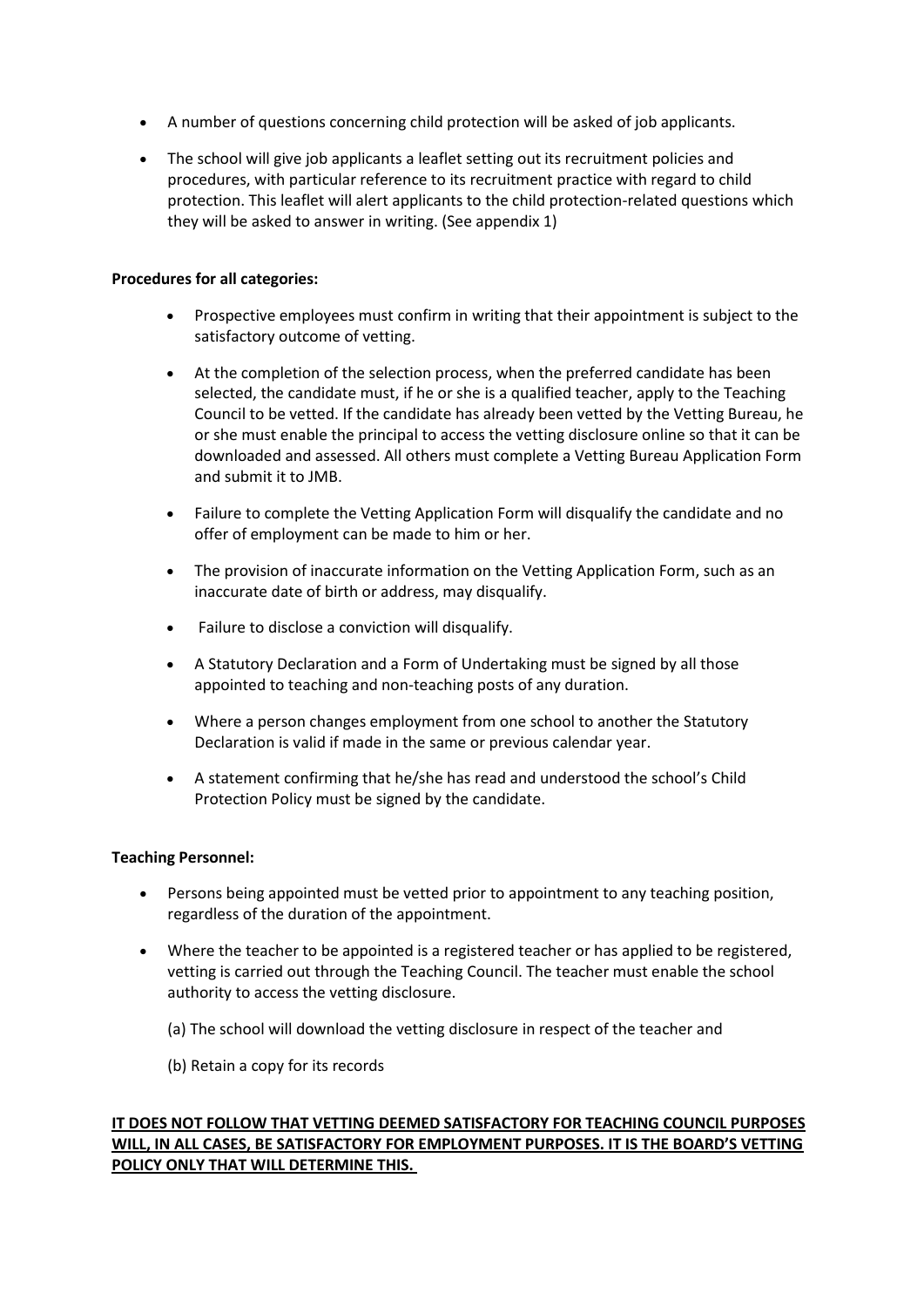- A number of questions concerning child protection will be asked of job applicants.
- The school will give job applicants a leaflet setting out its recruitment policies and procedures, with particular reference to its recruitment practice with regard to child protection. This leaflet will alert applicants to the child protection-related questions which they will be asked to answer in writing. (See appendix 1)

**Procedures for all categories:**

- Prospective employees must confirm in writing that their appointment is subject to the satisfactory outcome of vetting.
- At the completion of the selection process, when the preferred candidate has been selected, the candidate must, if he or she is a qualified teacher, apply to the Teaching Council to be vetted. If the candidate has already been vetted by the Vetting Bureau, he or she must enable the principal to access the vetting disclosure online so that it can be downloaded and assessed. All others must complete a Vetting Bureau Application Form and submit it to JMB.
- Failure to complete the Vetting Application Form will disqualify the candidate and no offer of employment can be made to him or her.
- The provision of inaccurate information on the Vetting Application Form, such as an inaccurate date of birth or address, may disqualify.
- Failure to disclose a conviction will disqualify.
- A Statutory Declaration and a Form of Undertaking must be signed by all those appointed to teaching and non-teaching posts of any duration.
- Where a person changes employment from one school to another the Statutory Declaration is valid if made in the same or previous calendar year.
- A statement confirming that he/she has read and understood the school's Child Protection Policy must be signed by the candidate.

**Teaching Personnel:**

- Persons being appointed must be vetted prior to appointment to any teaching position, regardless of the duration of the appointment.
- Where the teacher to be appointed is a registered teacher or has applied to be registered, vetting is carried out through the Teaching Council. The teacher must enable the school authority to access the vetting disclosure.

  (a) The school will download the vetting disclosure in respect of the teacher and

  (b) Retain a copy for its records

**IT DOES NOT FOLLOW THAT VETTING DEEMED SATISFACTORY FOR TEACHING COUNCIL PURPOSES WILL, IN ALL CASES, BE SATISFACTORY FOR EMPLOYMENT PURPOSES. IT IS THE BOARD'S VETTING POLICY ONLY THAT WILL DETERMINE THIS.**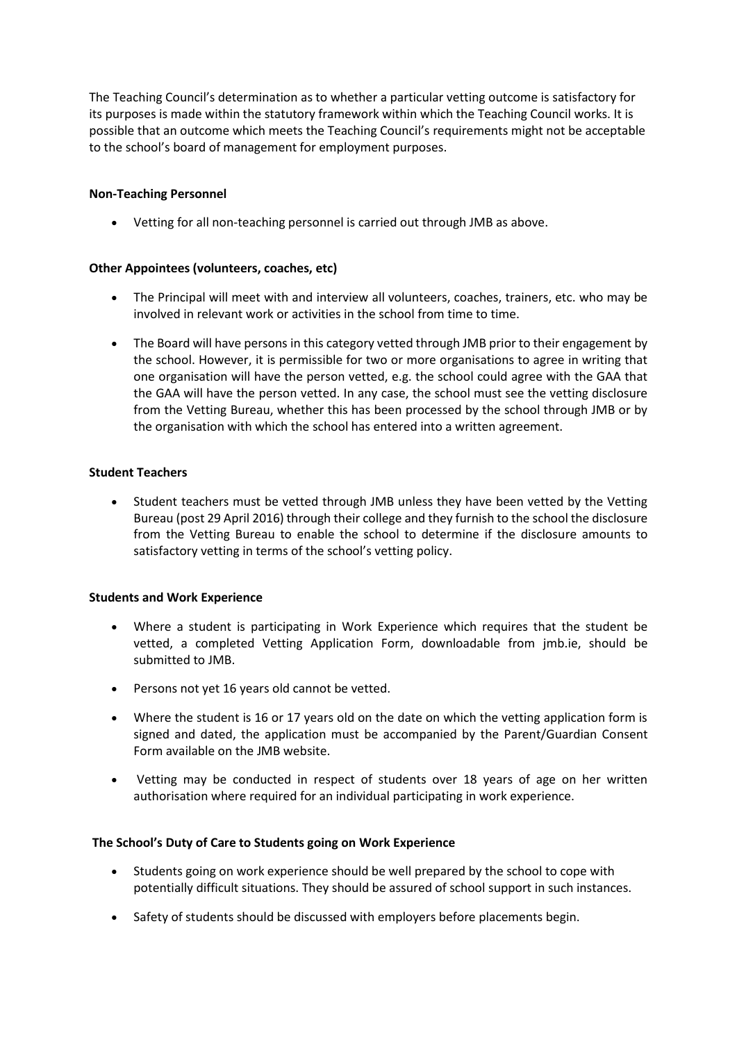The Teaching Council's determination as to whether a particular vetting outcome is satisfactory for its purposes is made within the statutory framework within which the Teaching Council works. It is possible that an outcome which meets the Teaching Council's requirements might not be acceptable to the school's board of management for employment purposes.

**Non-Teaching Personnel**

- Vetting for all non-teaching personnel is carried out through JMB as above.

**Other Appointees (volunteers, coaches, etc)**

- The Principal will meet with and interview all volunteers, coaches, trainers, etc. who may be involved in relevant work or activities in the school from time to time.
- The Board will have persons in this category vetted through JMB prior to their engagement by the school. However, it is permissible for two or more organisations to agree in writing that one organisation will have the person vetted, e.g. the school could agree with the GAA that the GAA will have the person vetted. In any case, the school must see the vetting disclosure from the Vetting Bureau, whether this has been processed by the school through JMB or by the organisation with which the school has entered into a written agreement.

**Student Teachers**

- Student teachers must be vetted through JMB unless they have been vetted by the Vetting Bureau (post 29 April 2016) through their college and they furnish to the school the disclosure from the Vetting Bureau to enable the school to determine if the disclosure amounts to satisfactory vetting in terms of the school's vetting policy.

**Students and Work Experience**

- Where a student is participating in Work Experience which requires that the student be vetted, a completed Vetting Application Form, downloadable from jmb.ie, should be submitted to JMB.
- Persons not yet 16 years old cannot be vetted.
- Where the student is 16 or 17 years old on the date on which the vetting application form is signed and dated, the application must be accompanied by the Parent/Guardian Consent Form available on the JMB website.
- Vetting may be conducted in respect of students over 18 years of age on her written authorisation where required for an individual participating in work experience.

**The School's Duty of Care to Students going on Work Experience**

- Students going on work experience should be well prepared by the school to cope with potentially difficult situations. They should be assured of school support in such instances.
- Safety of students should be discussed with employers before placements begin.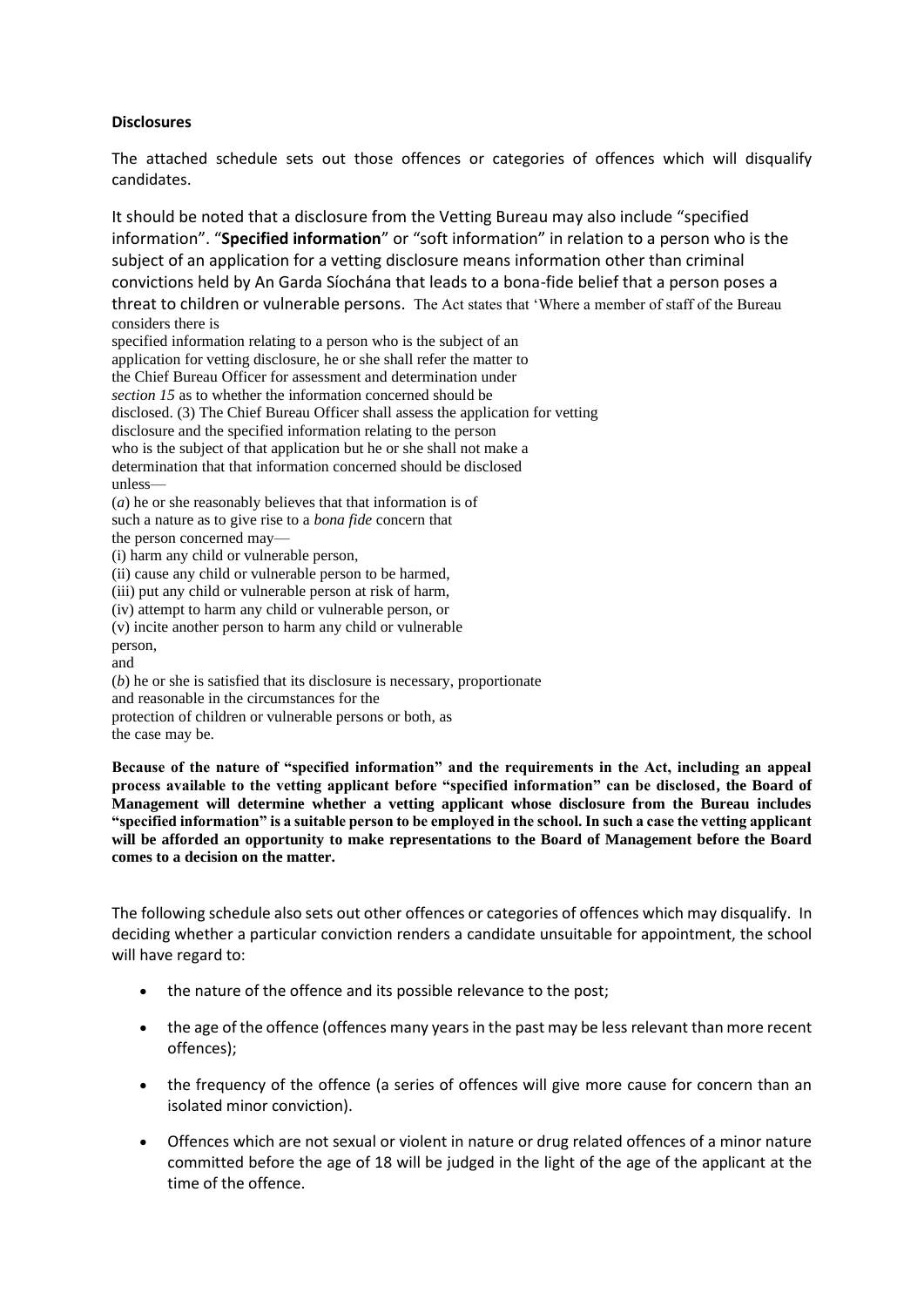**Disclosures**

The attached schedule sets out those offences or categories of offences which will disqualify candidates.

It should be noted that a disclosure from the Vetting Bureau may also include "specified information". "**Specified information**" or "soft information" in relation to a person who is the subject of an application for a vetting disclosure means information other than criminal convictions held by An Garda Síochána that leads to a bona-fide belief that a person poses a threat to children or vulnerable persons. The Act states that 'Where a member of staff of the Bureau considers there is specified information relating to a person who is the subject of an application for vetting disclosure, he or she shall refer the matter to the Chief Bureau Officer for assessment and determination under *section 15* as to whether the information concerned should be disclosed. (3) The Chief Bureau Officer shall assess the application for vetting disclosure and the specified information relating to the person who is the subject of that application but he or she shall not make a determination that that information concerned should be disclosed unless—

(*a*) he or she reasonably believes that that information is of such a nature as to give rise to a *bona fide* concern that the person concerned may—

(i) harm any child or vulnerable person,
(ii) cause any child or vulnerable person to be harmed,
(iii) put any child or vulnerable person at risk of harm,
(iv) attempt to harm any child or vulnerable person, or
(v) incite another person to harm any child or vulnerable person,

and

(*b*) he or she is satisfied that its disclosure is necessary, proportionate and reasonable in the circumstances for the protection of children or vulnerable persons or both, as the case may be.

**Because of the nature of "specified information" and the requirements in the Act, including an appeal process available to the vetting applicant before "specified information" can be disclosed, the Board of Management will determine whether a vetting applicant whose disclosure from the Bureau includes "specified information" is a suitable person to be employed in the school. In such a case the vetting applicant will be afforded an opportunity to make representations to the Board of Management before the Board comes to a decision on the matter.**

The following schedule also sets out other offences or categories of offences which may disqualify. In deciding whether a particular conviction renders a candidate unsuitable for appointment, the school will have regard to:

- the nature of the offence and its possible relevance to the post;
- the age of the offence (offences many years in the past may be less relevant than more recent offences);
- the frequency of the offence (a series of offences will give more cause for concern than an isolated minor conviction).
- Offences which are not sexual or violent in nature or drug related offences of a minor nature committed before the age of 18 will be judged in the light of the age of the applicant at the time of the offence.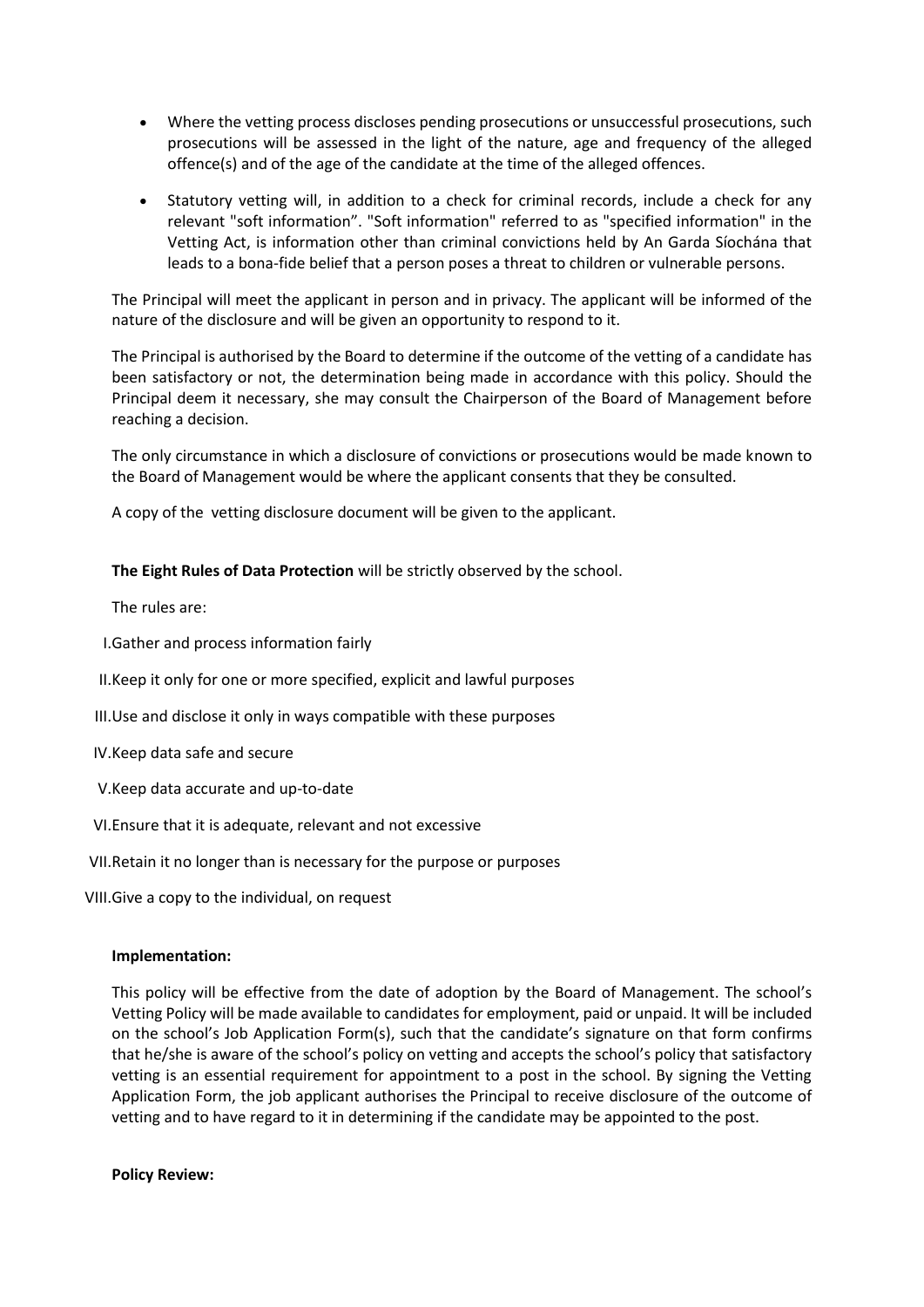- Where the vetting process discloses pending prosecutions or unsuccessful prosecutions, such prosecutions will be assessed in the light of the nature, age and frequency of the alleged offence(s) and of the age of the candidate at the time of the alleged offences.
- Statutory vetting will, in addition to a check for criminal records, include a check for any relevant "soft information". "Soft information" referred to as "specified information" in the Vetting Act, is information other than criminal convictions held by An Garda Síochána that leads to a bona-fide belief that a person poses a threat to children or vulnerable persons.

The Principal will meet the applicant in person and in privacy. The applicant will be informed of the nature of the disclosure and will be given an opportunity to respond to it.

The Principal is authorised by the Board to determine if the outcome of the vetting of a candidate has been satisfactory or not, the determination being made in accordance with this policy. Should the Principal deem it necessary, she may consult the Chairperson of the Board of Management before reaching a decision.

The only circumstance in which a disclosure of convictions or prosecutions would be made known to the Board of Management would be where the applicant consents that they be consulted.

A copy of the vetting disclosure document will be given to the applicant.

**The Eight Rules of Data Protection** will be strictly observed by the school.

The rules are:

I. Gather and process information fairly

II. Keep it only for one or more specified, explicit and lawful purposes

III. Use and disclose it only in ways compatible with these purposes

IV. Keep data safe and secure

V. Keep data accurate and up-to-date

VI. Ensure that it is adequate, relevant and not excessive

VII. Retain it no longer than is necessary for the purpose or purposes

VIII. Give a copy to the individual, on request

**Implementation:**

This policy will be effective from the date of adoption by the Board of Management. The school's Vetting Policy will be made available to candidates for employment, paid or unpaid. It will be included on the school's Job Application Form(s), such that the candidate's signature on that form confirms that he/she is aware of the school's policy on vetting and accepts the school's policy that satisfactory vetting is an essential requirement for appointment to a post in the school. By signing the Vetting Application Form, the job applicant authorises the Principal to receive disclosure of the outcome of vetting and to have regard to it in determining if the candidate may be appointed to the post.

**Policy Review:**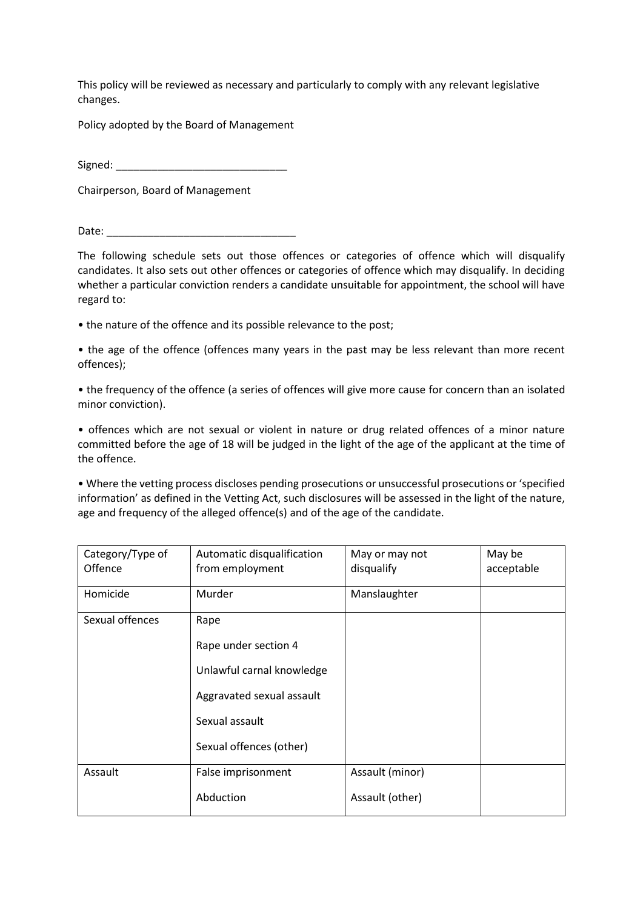This policy will be reviewed as necessary and particularly to comply with any relevant legislative changes.

Policy adopted by the Board of Management

Signed: _____________________________

Chairperson, Board of Management

Date: ________________________________

The following schedule sets out those offences or categories of offence which will disqualify candidates. It also sets out other offences or categories of offence which may disqualify. In deciding whether a particular conviction renders a candidate unsuitable for appointment, the school will have regard to:

• the nature of the offence and its possible relevance to the post;

• the age of the offence (offences many years in the past may be less relevant than more recent offences);

• the frequency of the offence (a series of offences will give more cause for concern than an isolated minor conviction).

• offences which are not sexual or violent in nature or drug related offences of a minor nature committed before the age of 18 will be judged in the light of the age of the applicant at the time of the offence.

• Where the vetting process discloses pending prosecutions or unsuccessful prosecutions or 'specified information' as defined in the Vetting Act, such disclosures will be assessed in the light of the nature, age and frequency of the alleged offence(s) and of the age of the candidate.

| Category/Type of Offence | Automatic disqualification from employment | May or may not disqualify | May be acceptable |
|---|---|---|---|
| Homicide | Murder | Manslaughter | |
| Sexual offences | Rape<br>Rape under section 4<br>Unlawful carnal knowledge<br>Aggravated sexual assault<br>Sexual assault<br>Sexual offences (other) | | |
| Assault | False imprisonment<br>Abduction | Assault (minor)<br>Assault (other) | |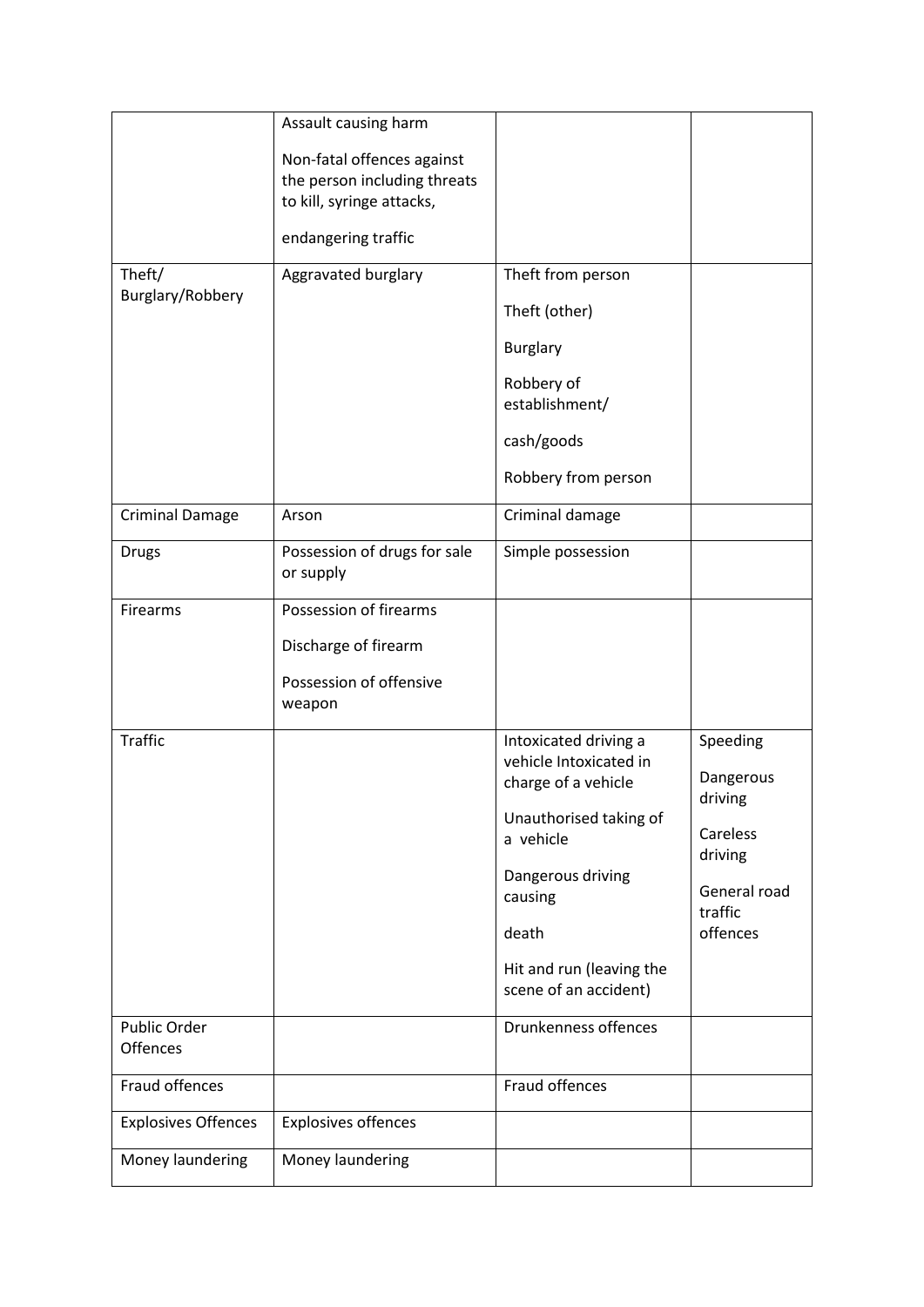| | | | |
|---|---|---|---|
| | Assault causing harm<br><br>Non-fatal offences against the person including threats to kill, syringe attacks,<br><br>endangering traffic | | |
| Theft/ Burglary/Robbery | Aggravated burglary | Theft from person<br><br>Theft (other)<br><br>Burglary<br><br>Robbery of establishment/<br><br>cash/goods<br><br>Robbery from person | |
| Criminal Damage | Arson | Criminal damage | |
| Drugs | Possession of drugs for sale or supply | Simple possession | |
| Firearms | Possession of firearms<br><br>Discharge of firearm<br><br>Possession of offensive weapon | | |
| Traffic | | Intoxicated driving a vehicle Intoxicated in charge of a vehicle<br><br>Unauthorised taking of a vehicle<br><br>Dangerous driving causing<br><br>death<br><br>Hit and run (leaving the scene of an accident) | Speeding<br><br>Dangerous driving<br><br>Careless driving<br><br>General road traffic offences |
| Public Order Offences | | Drunkenness offences | |
| Fraud offences | | Fraud offences | |
| Explosives Offences | Explosives offences | | |
| Money laundering | Money laundering | | |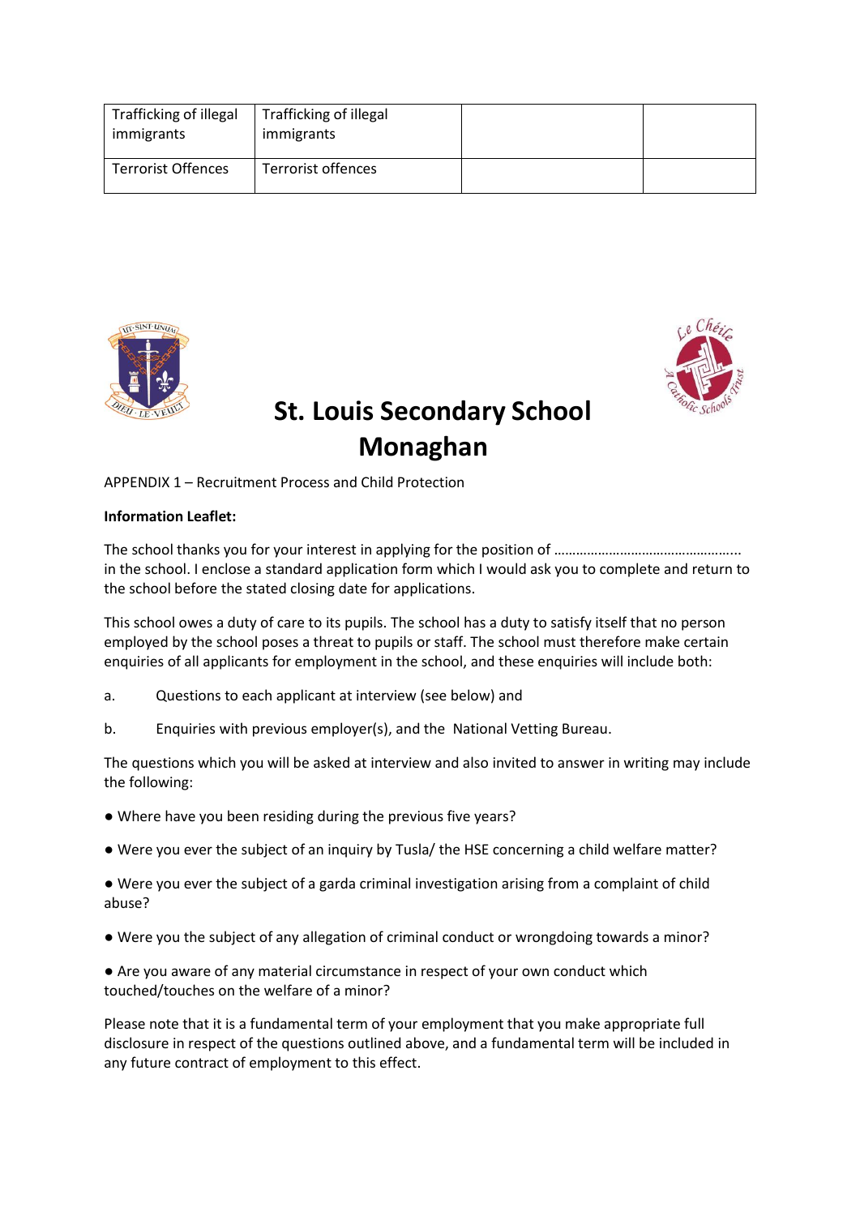| Trafficking of illegal immigrants | Trafficking of illegal immigrants | | |
|---|---|---|---|
| Terrorist Offences | Terrorist offences | | |

# St. Louis Secondary School Monaghan

APPENDIX 1 – Recruitment Process and Child Protection

**Information Leaflet:**

The school thanks you for your interest in applying for the position of ………………………………………….. in the school. I enclose a standard application form which I would ask you to complete and return to the school before the stated closing date for applications.

This school owes a duty of care to its pupils. The school has a duty to satisfy itself that no person employed by the school poses a threat to pupils or staff. The school must therefore make certain enquiries of all applicants for employment in the school, and these enquiries will include both:

a. Questions to each applicant at interview (see below) and

b. Enquiries with previous employer(s), and the National Vetting Bureau.

The questions which you will be asked at interview and also invited to answer in writing may include the following:

- Where have you been residing during the previous five years?
- Were you ever the subject of an inquiry by Tusla/ the HSE concerning a child welfare matter?
- Were you ever the subject of a garda criminal investigation arising from a complaint of child abuse?
- Were you the subject of any allegation of criminal conduct or wrongdoing towards a minor?
- Are you aware of any material circumstance in respect of your own conduct which touched/touches on the welfare of a minor?

Please note that it is a fundamental term of your employment that you make appropriate full disclosure in respect of the questions outlined above, and a fundamental term will be included in any future contract of employment to this effect.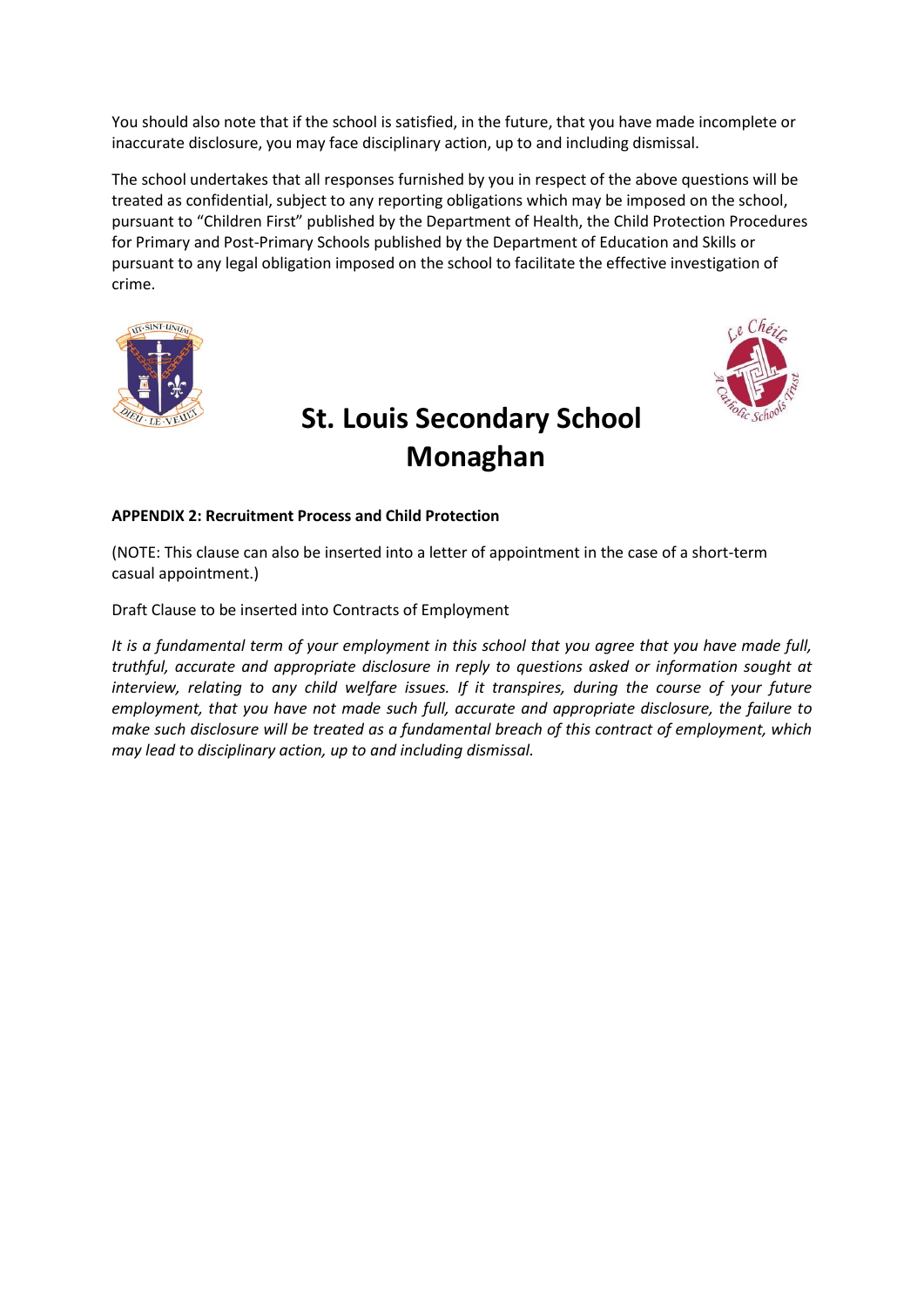You should also note that if the school is satisfied, in the future, that you have made incomplete or inaccurate disclosure, you may face disciplinary action, up to and including dismissal.

The school undertakes that all responses furnished by you in respect of the above questions will be treated as confidential, subject to any reporting obligations which may be imposed on the school, pursuant to "Children First" published by the Department of Health, the Child Protection Procedures for Primary and Post-Primary Schools published by the Department of Education and Skills or pursuant to any legal obligation imposed on the school to facilitate the effective investigation of crime.

# St. Louis Secondary School Monaghan

**APPENDIX 2: Recruitment Process and Child Protection**

(NOTE: This clause can also be inserted into a letter of appointment in the case of a short-term casual appointment.)

Draft Clause to be inserted into Contracts of Employment

*It is a fundamental term of your employment in this school that you agree that you have made full, truthful, accurate and appropriate disclosure in reply to questions asked or information sought at interview, relating to any child welfare issues. If it transpires, during the course of your future employment, that you have not made such full, accurate and appropriate disclosure, the failure to make such disclosure will be treated as a fundamental breach of this contract of employment, which may lead to disciplinary action, up to and including dismissal.*